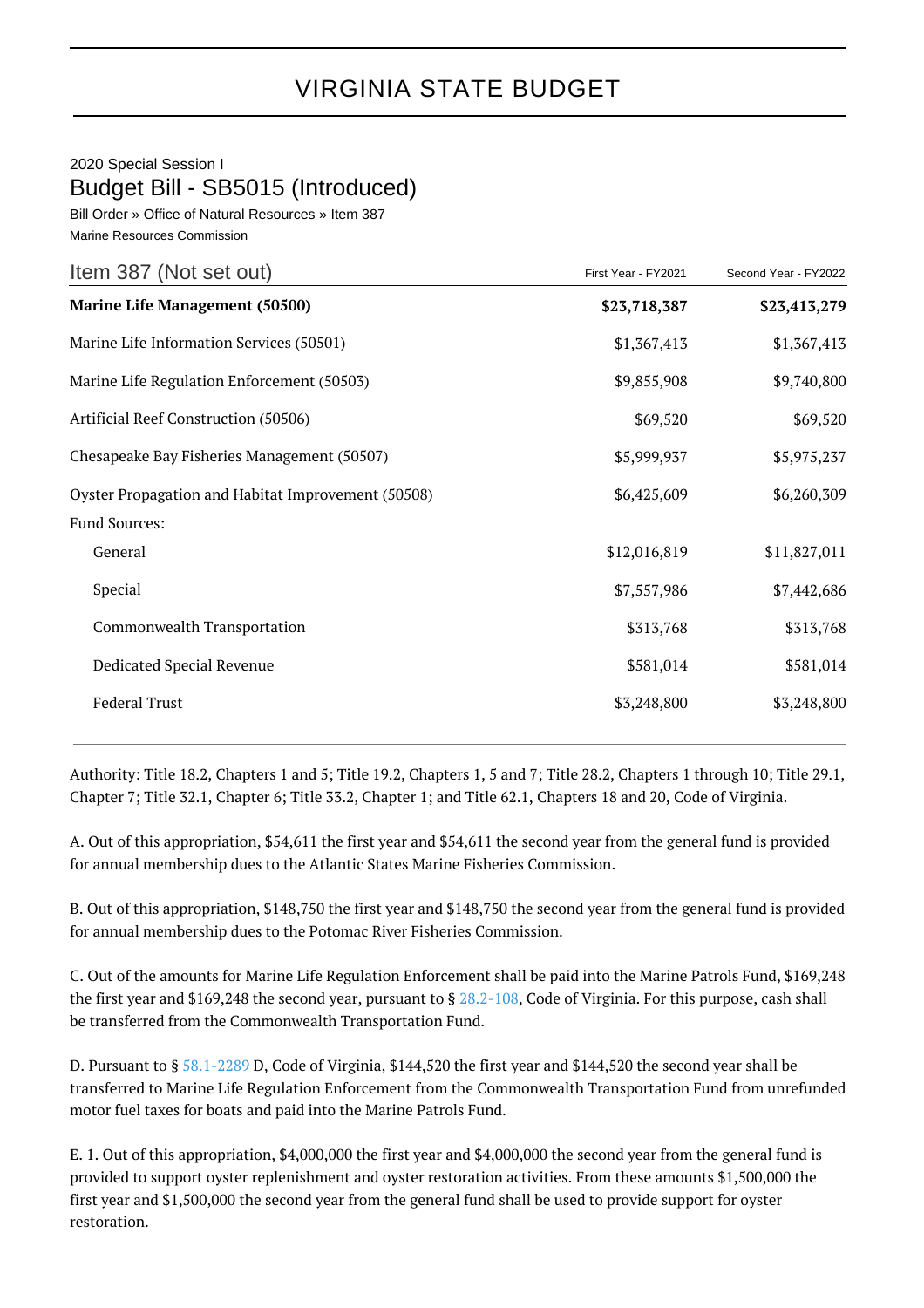# VIRGINIA STATE BUDGET

2020 Special Session I

## Budget Bill - SB5015 (Introduced)

Bill Order » Office of Natural Resources » Item 387

Marine Resources Commission

| Item 387 (Not set out) | First Year - FY2021 | Second Year - FY2022 |
|---|---|---|
| **Marine Life Management (50500)** | **$23,718,387** | **$23,413,279** |
| Marine Life Information Services (50501) | $1,367,413 | $1,367,413 |
| Marine Life Regulation Enforcement (50503) | $9,855,908 | $9,740,800 |
| Artificial Reef Construction (50506) | $69,520 | $69,520 |
| Chesapeake Bay Fisheries Management (50507) | $5,999,937 | $5,975,237 |
| Oyster Propagation and Habitat Improvement (50508) | $6,425,609 | $6,260,309 |
| Fund Sources: | | |
| General | $12,016,819 | $11,827,011 |
| Special | $7,557,986 | $7,442,686 |
| Commonwealth Transportation | $313,768 | $313,768 |
| Dedicated Special Revenue | $581,014 | $581,014 |
| Federal Trust | $3,248,800 | $3,248,800 |

Authority: Title 18.2, Chapters 1 and 5; Title 19.2, Chapters 1, 5 and 7; Title 28.2, Chapters 1 through 10; Title 29.1, Chapter 7; Title 32.1, Chapter 6; Title 33.2, Chapter 1; and Title 62.1, Chapters 18 and 20, Code of Virginia.

A. Out of this appropriation, $54,611 the first year and $54,611 the second year from the general fund is provided for annual membership dues to the Atlantic States Marine Fisheries Commission.

B. Out of this appropriation, $148,750 the first year and $148,750 the second year from the general fund is provided for annual membership dues to the Potomac River Fisheries Commission.

C. Out of the amounts for Marine Life Regulation Enforcement shall be paid into the Marine Patrols Fund, $169,248 the first year and $169,248 the second year, pursuant to § 28.2-108, Code of Virginia. For this purpose, cash shall be transferred from the Commonwealth Transportation Fund.

D. Pursuant to § 58.1-2289 D, Code of Virginia, $144,520 the first year and $144,520 the second year shall be transferred to Marine Life Regulation Enforcement from the Commonwealth Transportation Fund from unrefunded motor fuel taxes for boats and paid into the Marine Patrols Fund.

E. 1. Out of this appropriation, $4,000,000 the first year and $4,000,000 the second year from the general fund is provided to support oyster replenishment and oyster restoration activities. From these amounts $1,500,000 the first year and $1,500,000 the second year from the general fund shall be used to provide support for oyster restoration.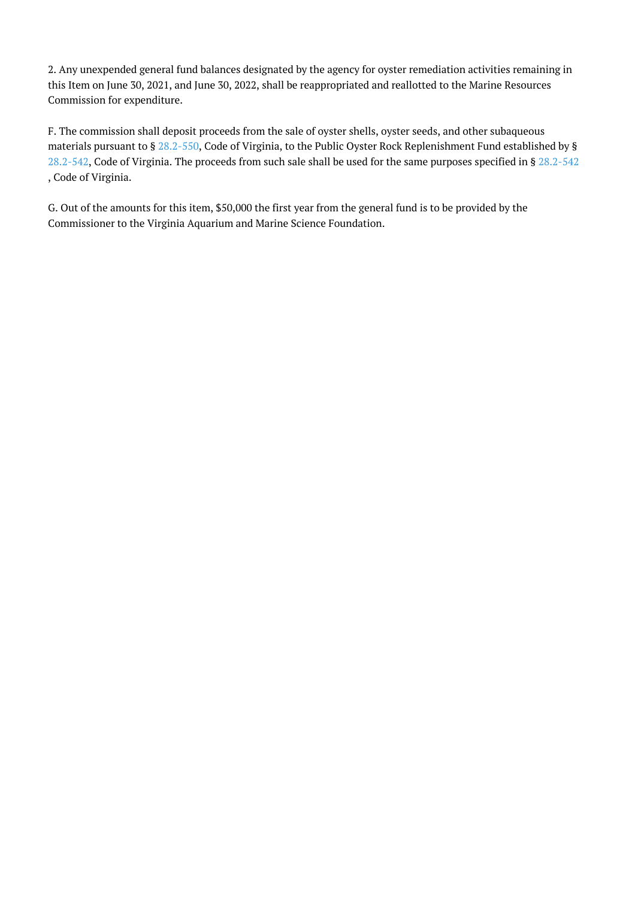2. Any unexpended general fund balances designated by the agency for oyster remediation activities remaining in this Item on June 30, 2021, and June 30, 2022, shall be reappropriated and reallotted to the Marine Resources Commission for expenditure.

F. The commission shall deposit proceeds from the sale of oyster shells, oyster seeds, and other subaqueous materials pursuant to § 28.2-550, Code of Virginia, to the Public Oyster Rock Replenishment Fund established by § 28.2-542, Code of Virginia. The proceeds from such sale shall be used for the same purposes specified in § 28.2-542, Code of Virginia.

G. Out of the amounts for this item, $50,000 the first year from the general fund is to be provided by the Commissioner to the Virginia Aquarium and Marine Science Foundation.